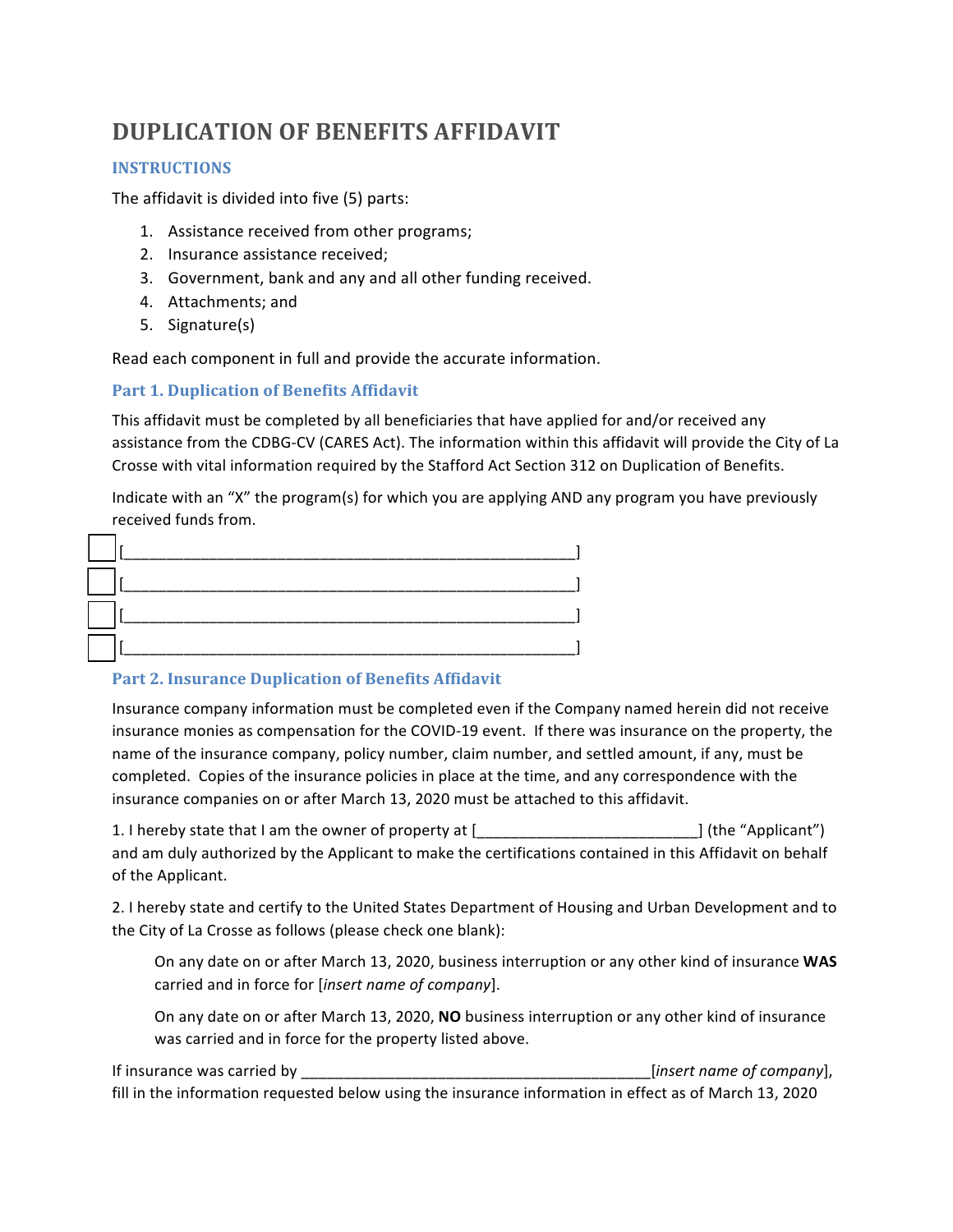# DUPLICATION OF BENEFITS AFFIDAVIT

### INSTRUCTIONS

The affidavit is divided into five (5) parts:

1. Assistance received from other programs;
2. Insurance assistance received;
3. Government, bank and any and all other funding received.
4. Attachments; and
5. Signature(s)

Read each component in full and provide the accurate information.

### Part 1. Duplication of Benefits Affidavit

This affidavit must be completed by all beneficiaries that have applied for and/or received any assistance from the CDBG-CV (CARES Act). The information within this affidavit will provide the City of La Crosse with vital information required by the Stafford Act Section 312 on Duplication of Benefits.

Indicate with an "X" the program(s) for which you are applying AND any program you have previously received funds from.

☐ [_____________________________________________________]

☐ [_____________________________________________________]

☐ [_____________________________________________________]

☐ [_____________________________________________________]

### Part 2. Insurance Duplication of Benefits Affidavit

Insurance company information must be completed even if the Company named herein did not receive insurance monies as compensation for the COVID-19 event. If there was insurance on the property, the name of the insurance company, policy number, claim number, and settled amount, if any, must be completed. Copies of the insurance policies in place at the time, and any correspondence with the insurance companies on or after March 13, 2020 must be attached to this affidavit.

1. I hereby state that I am the owner of property at [_________________________] (the "Applicant") and am duly authorized by the Applicant to make the certifications contained in this Affidavit on behalf of the Applicant.

2. I hereby state and certify to the United States Department of Housing and Urban Development and to the City of La Crosse as follows (please check one blank):

> On any date on or after March 13, 2020, business interruption or any other kind of insurance **WAS** carried and in force for [*insert name of company*].
>
> On any date on or after March 13, 2020, **NO** business interruption or any other kind of insurance was carried and in force for the property listed above.

If insurance was carried by _________________________________________[*insert name of company*], fill in the information requested below using the insurance information in effect as of March 13, 2020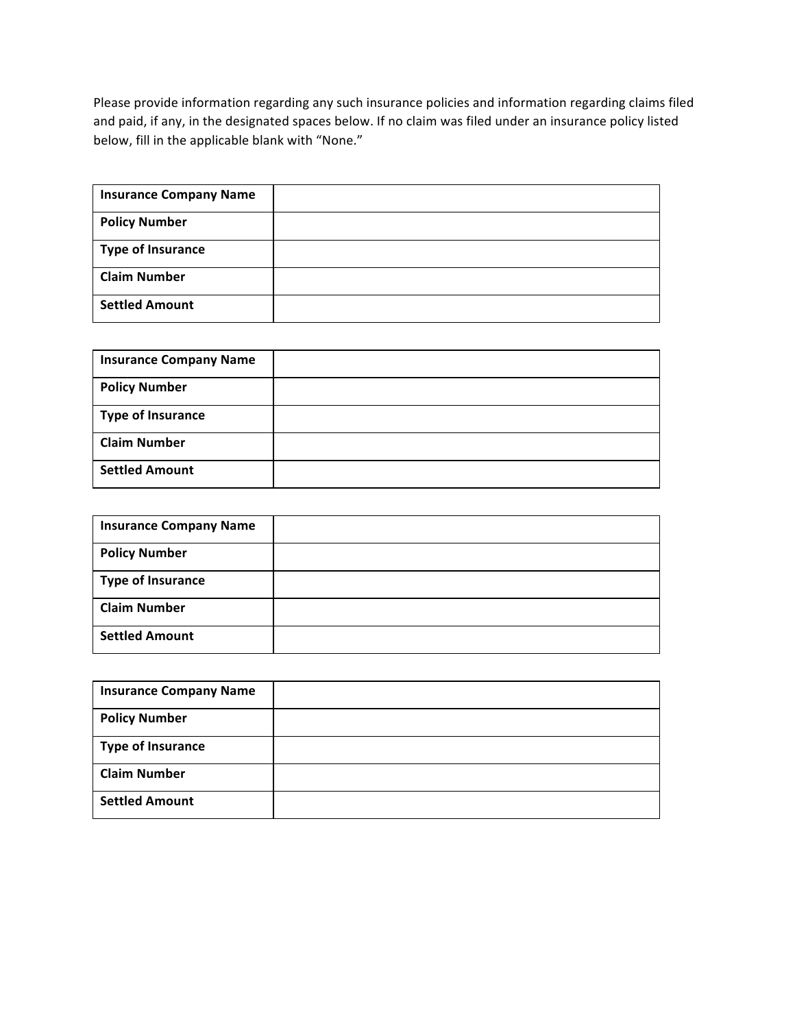Please provide information regarding any such insurance policies and information regarding claims filed and paid, if any, in the designated spaces below. If no claim was filed under an insurance policy listed below, fill in the applicable blank with "None."

| **Insurance Company Name** | |
|---|---|
| **Policy Number** | |
| **Type of Insurance** | |
| **Claim Number** | |
| **Settled Amount** | |

| **Insurance Company Name** | |
|---|---|
| **Policy Number** | |
| **Type of Insurance** | |
| **Claim Number** | |
| **Settled Amount** | |

| **Insurance Company Name** | |
|---|---|
| **Policy Number** | |
| **Type of Insurance** | |
| **Claim Number** | |
| **Settled Amount** | |

| **Insurance Company Name** | |
|---|---|
| **Policy Number** | |
| **Type of Insurance** | |
| **Claim Number** | |
| **Settled Amount** | |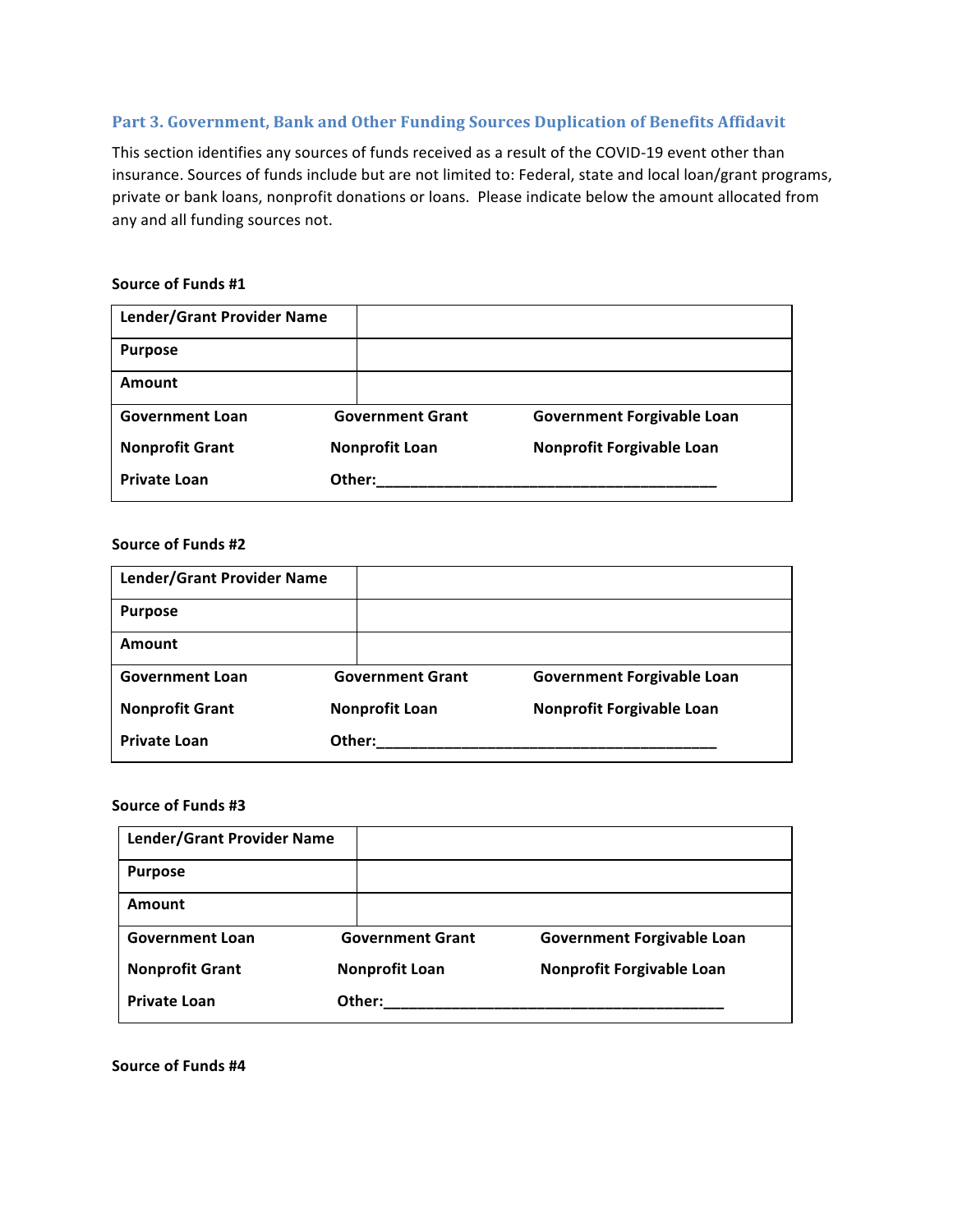### Part 3. Government, Bank and Other Funding Sources Duplication of Benefits Affidavit

This section identifies any sources of funds received as a result of the COVID-19 event other than insurance. Sources of funds include but are not limited to: Federal, state and local loan/grant programs, private or bank loans, nonprofit donations or loans. Please indicate below the amount allocated from any and all funding sources not.

**Source of Funds #1**

| **Lender/Grant Provider Name** | | |
|---|---|---|
| **Purpose** | | |
| **Amount** | | |
| **Government Loan** | **Government Grant** | **Government Forgivable Loan** |
| **Nonprofit Grant** | **Nonprofit Loan** | **Nonprofit Forgivable Loan** |
| **Private Loan** | **Other:**________________________________________ | |

**Source of Funds #2**

| **Lender/Grant Provider Name** | | |
|---|---|---|
| **Purpose** | | |
| **Amount** | | |
| **Government Loan** | **Government Grant** | **Government Forgivable Loan** |
| **Nonprofit Grant** | **Nonprofit Loan** | **Nonprofit Forgivable Loan** |
| **Private Loan** | **Other:**________________________________________ | |

**Source of Funds #3**

| **Lender/Grant Provider Name** | | |
|---|---|---|
| **Purpose** | | |
| **Amount** | | |
| **Government Loan** | **Government Grant** | **Government Forgivable Loan** |
| **Nonprofit Grant** | **Nonprofit Loan** | **Nonprofit Forgivable Loan** |
| **Private Loan** | **Other:**________________________________________ | |

**Source of Funds #4**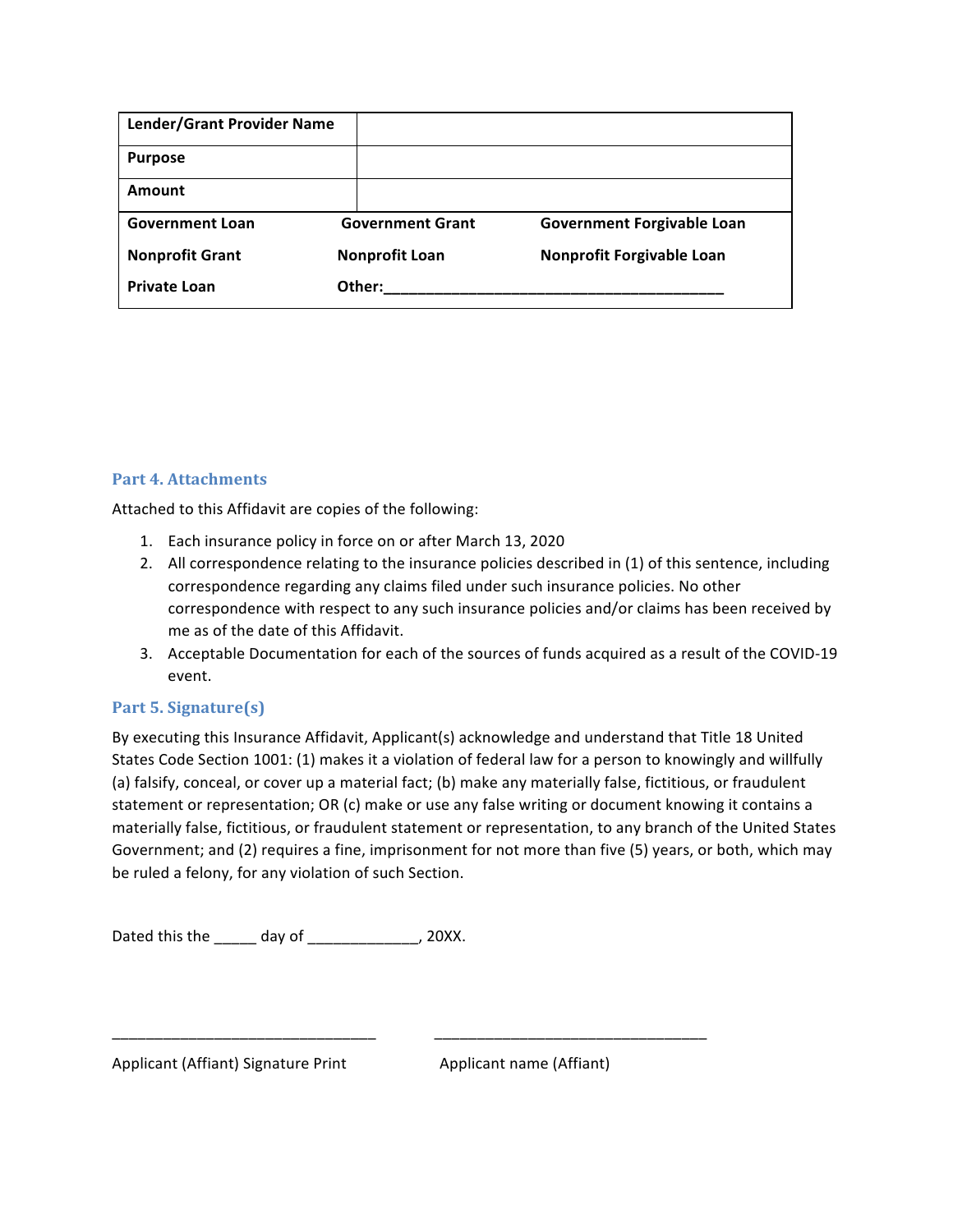| Lender/Grant Provider Name | | |
|---|---|---|
| Purpose | | |
| Amount | | |
| Government Loan | Government Grant | Government Forgivable Loan |
| Nonprofit Grant | Nonprofit Loan | Nonprofit Forgivable Loan |
| Private Loan | Other:________________________________________ | |

## Part 4. Attachments

Attached to this Affidavit are copies of the following:

1. Each insurance policy in force on or after March 13, 2020
2. All correspondence relating to the insurance policies described in (1) of this sentence, including correspondence regarding any claims filed under such insurance policies. No other correspondence with respect to any such insurance policies and/or claims has been received by me as of the date of this Affidavit.
3. Acceptable Documentation for each of the sources of funds acquired as a result of the COVID-19 event.

## Part 5. Signature(s)

By executing this Insurance Affidavit, Applicant(s) acknowledge and understand that Title 18 United States Code Section 1001: (1) makes it a violation of federal law for a person to knowingly and willfully (a) falsify, conceal, or cover up a material fact; (b) make any materially false, fictitious, or fraudulent statement or representation; OR (c) make or use any false writing or document knowing it contains a materially false, fictitious, or fraudulent statement or representation, to any branch of the United States Government; and (2) requires a fine, imprisonment for not more than five (5) years, or both, which may be ruled a felony, for any violation of such Section.

Dated this the _____ day of _____________, 20XX.

_______________________________ _________________________________

Applicant (Affiant) Signature Print Applicant name (Affiant)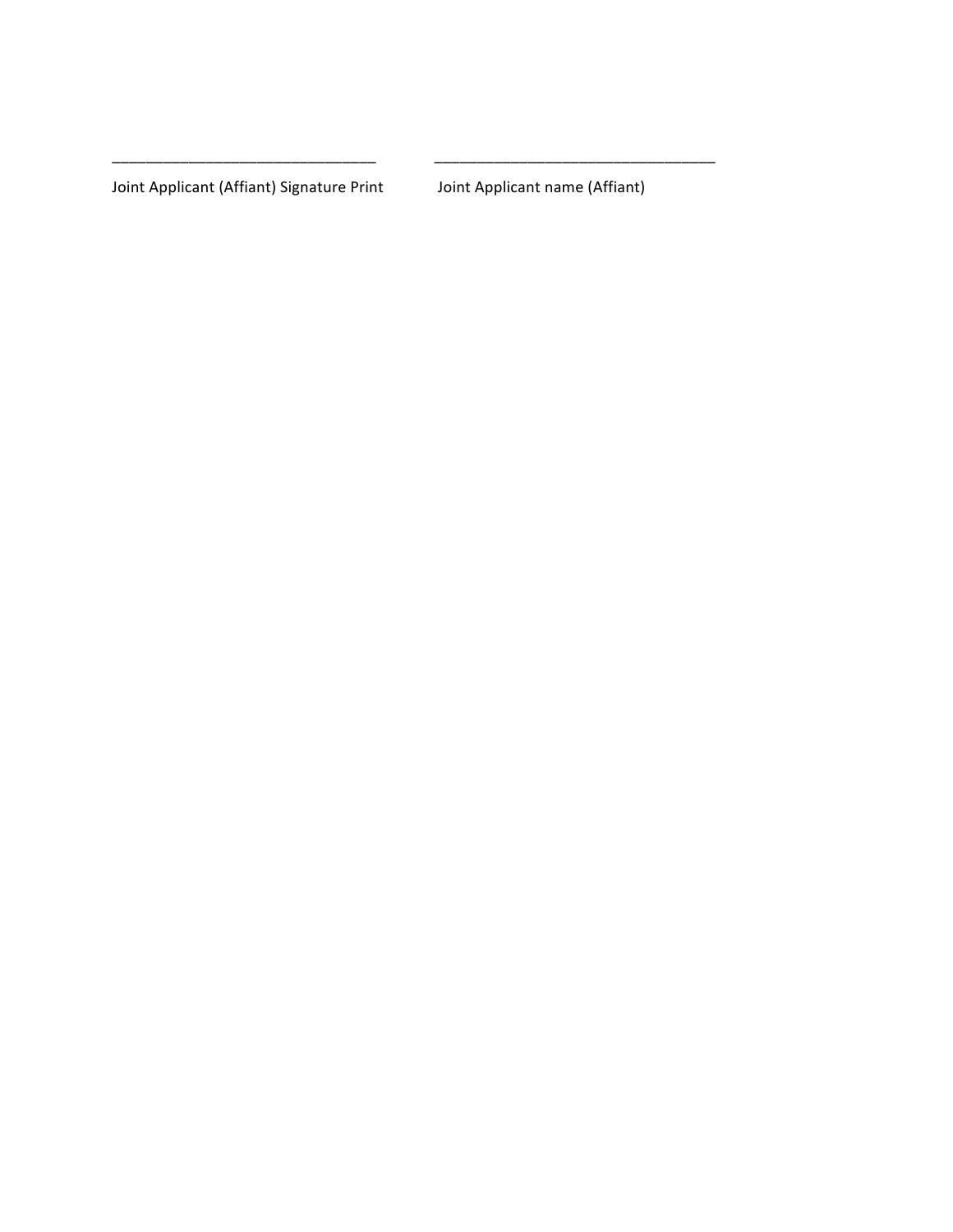________________________________ ________________________________

Joint Applicant (Affiant) Signature Print Joint Applicant name (Affiant)